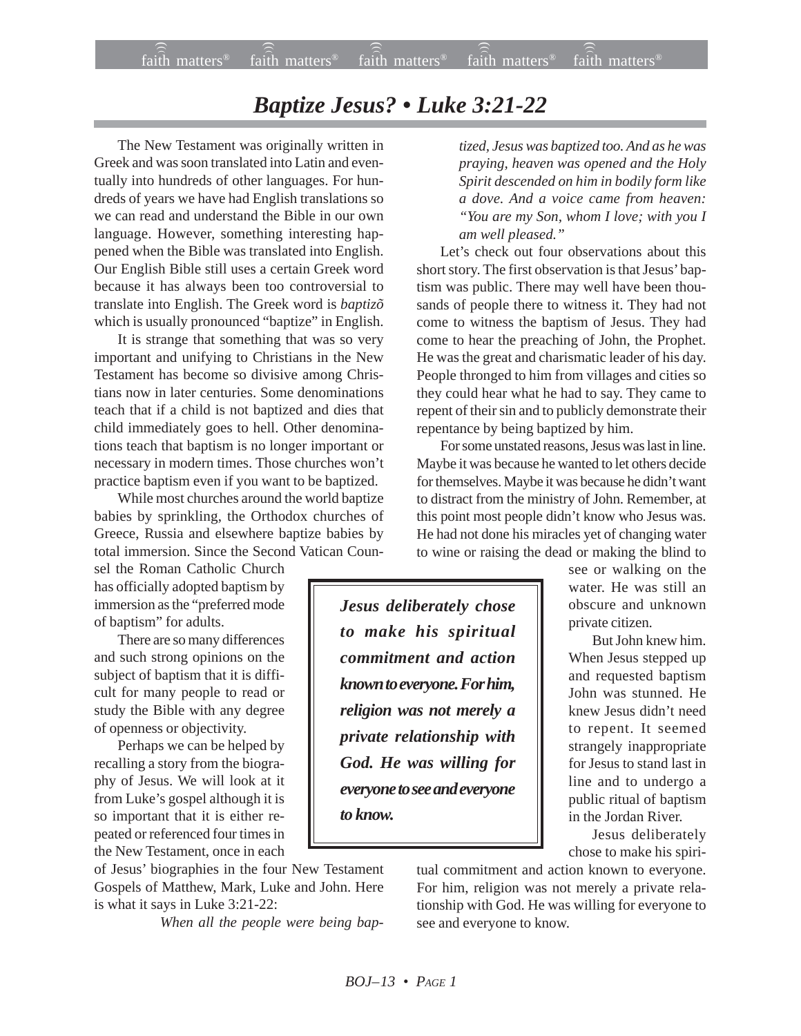# *Baptize Jesus? • Luke 3:21-22*

The New Testament was originally written in Greek and was soon translated into Latin and eventually into hundreds of other languages. For hundreds of years we have had English translations so we can read and understand the Bible in our own language. However, something interesting happened when the Bible was translated into English. Our English Bible still uses a certain Greek word because it has always been too controversial to translate into English. The Greek word is *baptizõ* which is usually pronounced "baptize" in English.

It is strange that something that was so very important and unifying to Christians in the New Testament has become so divisive among Christians now in later centuries. Some denominations teach that if a child is not baptized and dies that child immediately goes to hell. Other denominations teach that baptism is no longer important or necessary in modern times. Those churches won't practice baptism even if you want to be baptized.

While most churches around the world baptize babies by sprinkling, the Orthodox churches of Greece, Russia and elsewhere baptize babies by total immersion. Since the Second Vatican Counsel the Roman Catholic Church has officially adopted baptism by immersion as the "preferred mode of baptism" for adults.

There are so many differences and such strong opinions on the subject of baptism that it is difficult for many people to read or study the Bible with any degree of openness or objectivity.

Perhaps we can be helped by recalling a story from the biography of Jesus. We will look at it from Luke's gospel although it is so important that it is either repeated or referenced four times in the New Testament, once in each of Jesus' biographies in the four New Testament Gospels of Matthew, Mark, Luke and John. Here is what it says in Luke 3:21-22:

> *When all the people were being baptized, Jesus was baptized too. And as he was praying, heaven was opened and the Holy Spirit descended on him in bodily form like a dove. And a voice came from heaven: "You are my Son, whom I love; with you I am well pleased."*

Let's check out four observations about this short story. The first observation is that Jesus' baptism was public. There may well have been thousands of people there to witness it. They had not come to witness the baptism of Jesus. They had come to hear the preaching of John, the Prophet. He was the great and charismatic leader of his day. People thronged to him from villages and cities so they could hear what he had to say. They came to repent of their sin and to publicly demonstrate their repentance by being baptized by him.

For some unstated reasons, Jesus was last in line. Maybe it was because he wanted to let others decide for themselves. Maybe it was because he didn't want to distract from the ministry of John. Remember, at this point most people didn't know who Jesus was. He had not done his miracles yet of changing water to wine or raising the dead or making the blind to see or walking on the water. He was still an obscure and unknown private citizen.

But John knew him. When Jesus stepped up and requested baptism John was stunned. He knew Jesus didn't need to repent. It seemed strangely inappropriate for Jesus to stand last in line and to undergo a public ritual of baptism in the Jordan River.

Jesus deliberately chose to make his spiritual commitment and action known to everyone. For him, religion was not merely a private relationship with God. He was willing for everyone to see and everyone to know.

> ***Jesus deliberately chose to make his spiritual commitment and action known to everyone. For him, religion was not merely a private relationship with God. He was willing for everyone to see and everyone to know.***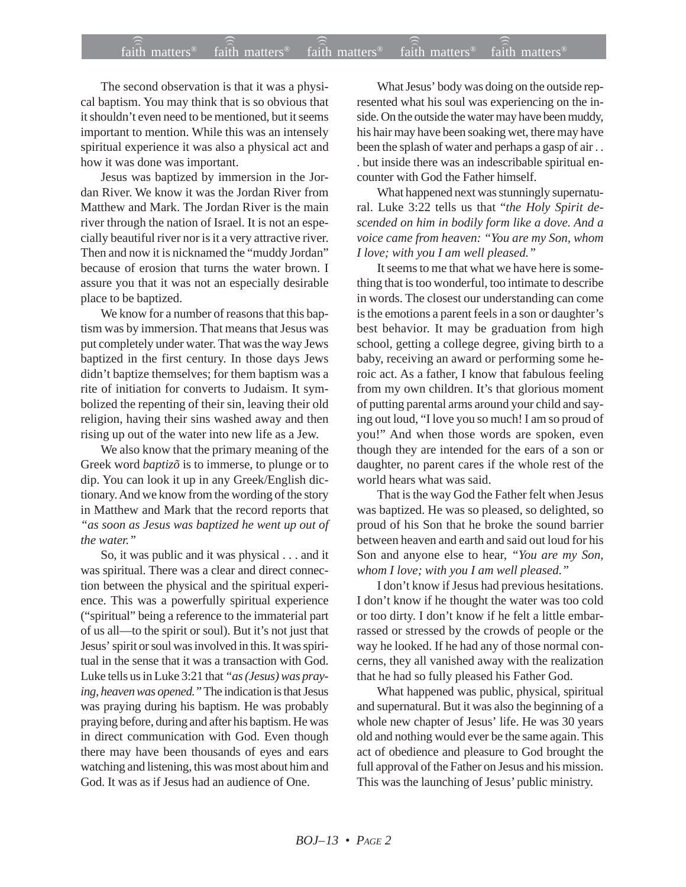The second observation is that it was a physical baptism. You may think that is so obvious that it shouldn't even need to be mentioned, but it seems important to mention. While this was an intensely spiritual experience it was also a physical act and how it was done was important.

Jesus was baptized by immersion in the Jordan River. We know it was the Jordan River from Matthew and Mark. The Jordan River is the main river through the nation of Israel. It is not an especially beautiful river nor is it a very attractive river. Then and now it is nicknamed the "muddy Jordan" because of erosion that turns the water brown. I assure you that it was not an especially desirable place to be baptized.

We know for a number of reasons that this baptism was by immersion. That means that Jesus was put completely under water. That was the way Jews baptized in the first century. In those days Jews didn't baptize themselves; for them baptism was a rite of initiation for converts to Judaism. It symbolized the repenting of their sin, leaving their old religion, having their sins washed away and then rising up out of the water into new life as a Jew.

We also know that the primary meaning of the Greek word *baptizõ* is to immerse, to plunge or to dip. You can look it up in any Greek/English dictionary. And we know from the wording of the story in Matthew and Mark that the record reports that *"as soon as Jesus was baptized he went up out of the water."*

So, it was public and it was physical . . . and it was spiritual. There was a clear and direct connection between the physical and the spiritual experience. This was a powerfully spiritual experience ("spiritual" being a reference to the immaterial part of us all—to the spirit or soul). But it's not just that Jesus' spirit or soul was involved in this. It was spiritual in the sense that it was a transaction with God. Luke tells us in Luke 3:21 that *"as (Jesus) was praying, heaven was opened."* The indication is that Jesus was praying during his baptism. He was probably praying before, during and after his baptism. He was in direct communication with God. Even though there may have been thousands of eyes and ears watching and listening, this was most about him and God. It was as if Jesus had an audience of One.

What Jesus' body was doing on the outside represented what his soul was experiencing on the inside. On the outside the water may have been muddy, his hair may have been soaking wet, there may have been the splash of water and perhaps a gasp of air . . . but inside there was an indescribable spiritual encounter with God the Father himself.

What happened next was stunningly supernatural. Luke 3:22 tells us that "*the Holy Spirit descended on him in bodily form like a dove. And a voice came from heaven: "You are my Son, whom I love; with you I am well pleased."*

It seems to me that what we have here is something that is too wonderful, too intimate to describe in words. The closest our understanding can come is the emotions a parent feels in a son or daughter's best behavior. It may be graduation from high school, getting a college degree, giving birth to a baby, receiving an award or performing some heroic act. As a father, I know that fabulous feeling from my own children. It's that glorious moment of putting parental arms around your child and saying out loud, "I love you so much! I am so proud of you!" And when those words are spoken, even though they are intended for the ears of a son or daughter, no parent cares if the whole rest of the world hears what was said.

That is the way God the Father felt when Jesus was baptized. He was so pleased, so delighted, so proud of his Son that he broke the sound barrier between heaven and earth and said out loud for his Son and anyone else to hear, *"You are my Son, whom I love; with you I am well pleased."*

I don't know if Jesus had previous hesitations. I don't know if he thought the water was too cold or too dirty. I don't know if he felt a little embarrassed or stressed by the crowds of people or the way he looked. If he had any of those normal concerns, they all vanished away with the realization that he had so fully pleased his Father God.

What happened was public, physical, spiritual and supernatural. But it was also the beginning of a whole new chapter of Jesus' life. He was 30 years old and nothing would ever be the same again. This act of obedience and pleasure to God brought the full approval of the Father on Jesus and his mission. This was the launching of Jesus' public ministry.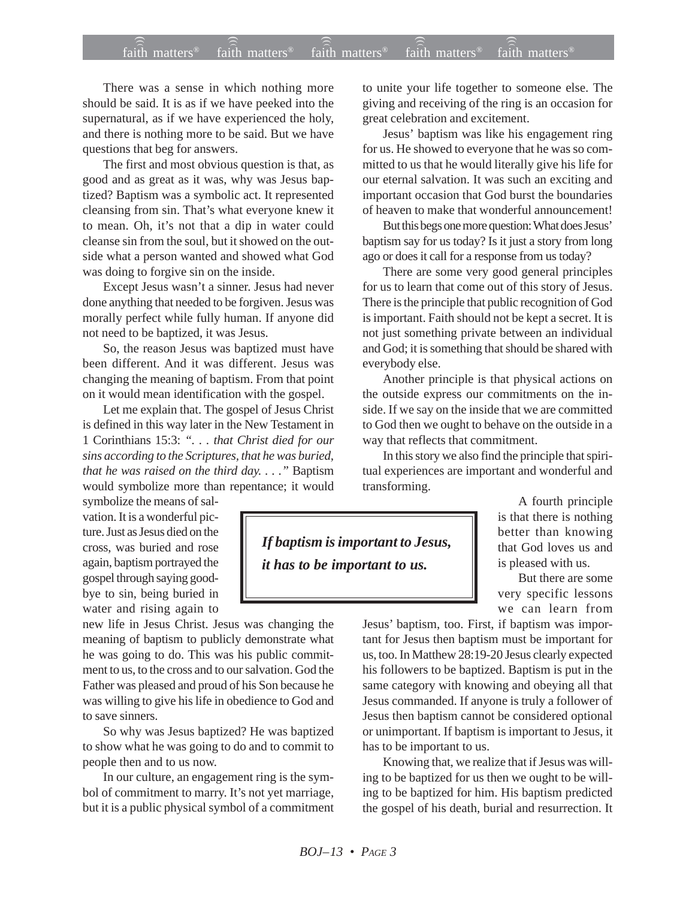There was a sense in which nothing more should be said. It is as if we have peeked into the supernatural, as if we have experienced the holy, and there is nothing more to be said. But we have questions that beg for answers.

The first and most obvious question is that, as good and as great as it was, why was Jesus baptized? Baptism was a symbolic act. It represented cleansing from sin. That's what everyone knew it to mean. Oh, it's not that a dip in water could cleanse sin from the soul, but it showed on the outside what a person wanted and showed what God was doing to forgive sin on the inside.

Except Jesus wasn't a sinner. Jesus had never done anything that needed to be forgiven. Jesus was morally perfect while fully human. If anyone did not need to be baptized, it was Jesus.

So, the reason Jesus was baptized must have been different. And it was different. Jesus was changing the meaning of baptism. From that point on it would mean identification with the gospel.

Let me explain that. The gospel of Jesus Christ is defined in this way later in the New Testament in 1 Corinthians 15:3: *". . . that Christ died for our sins according to the Scriptures, that he was buried, that he was raised on the third day. . . ."* Baptism would symbolize more than repentance; it would symbolize the means of salvation. It is a wonderful picture. Just as Jesus died on the cross, was buried and rose again, baptism portrayed the gospel through saying goodbye to sin, being buried in water and rising again to new life in Jesus Christ. Jesus was changing the meaning of baptism to publicly demonstrate what he was going to do. This was his public commitment to us, to the cross and to our salvation. God the Father was pleased and proud of his Son because he was willing to give his life in obedience to God and to save sinners.

So why was Jesus baptized? He was baptized to show what he was going to do and to commit to people then and to us now.

In our culture, an engagement ring is the symbol of commitment to marry. It's not yet marriage, but it is a public physical symbol of a commitment to unite your life together to someone else. The giving and receiving of the ring is an occasion for great celebration and excitement.

Jesus' baptism was like his engagement ring for us. He showed to everyone that he was so committed to us that he would literally give his life for our eternal salvation. It was such an exciting and important occasion that God burst the boundaries of heaven to make that wonderful announcement!

But this begs one more question: What does Jesus' baptism say for us today? Is it just a story from long ago or does it call for a response from us today?

There are some very good general principles for us to learn that come out of this story of Jesus. There is the principle that public recognition of God is important. Faith should not be kept a secret. It is not just something private between an individual and God; it is something that should be shared with everybody else.

Another principle is that physical actions on the outside express our commitments on the inside. If we say on the inside that we are committed to God then we ought to behave on the outside in a way that reflects that commitment.

In this story we also find the principle that spiritual experiences are important and wonderful and transforming.

A fourth principle is that there is nothing better than knowing that God loves us and is pleased with us.

> ***If baptism is important to Jesus, it has to be important to us.***

But there are some very specific lessons we can learn from Jesus' baptism, too. First, if baptism was important for Jesus then baptism must be important for us, too. In Matthew 28:19-20 Jesus clearly expected his followers to be baptized. Baptism is put in the same category with knowing and obeying all that Jesus commanded. If anyone is truly a follower of Jesus then baptism cannot be considered optional or unimportant. If baptism is important to Jesus, it has to be important to us.

Knowing that, we realize that if Jesus was willing to be baptized for us then we ought to be willing to be baptized for him. His baptism predicted the gospel of his death, burial and resurrection. It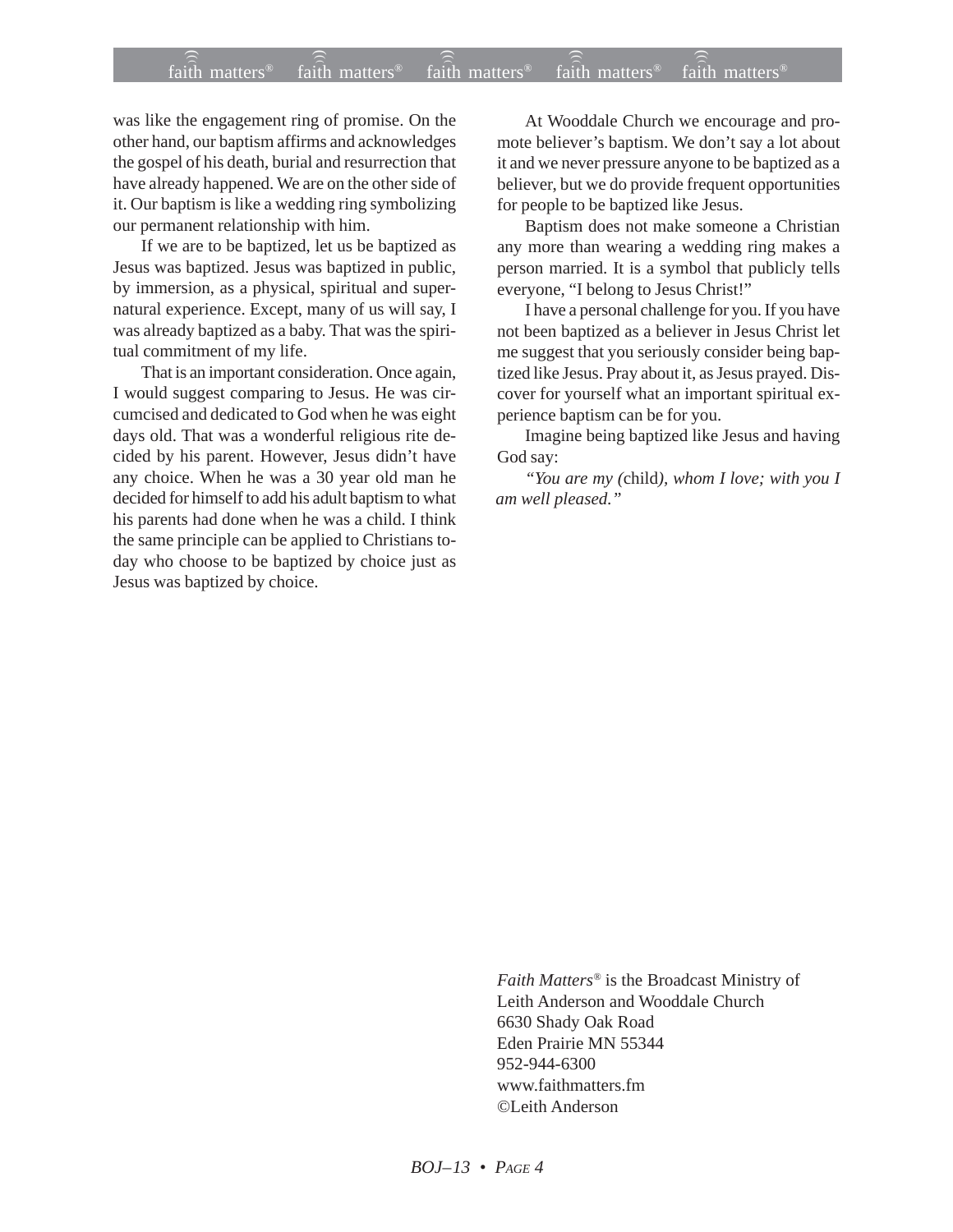was like the engagement ring of promise. On the other hand, our baptism affirms and acknowledges the gospel of his death, burial and resurrection that have already happened. We are on the other side of it. Our baptism is like a wedding ring symbolizing our permanent relationship with him.

If we are to be baptized, let us be baptized as Jesus was baptized. Jesus was baptized in public, by immersion, as a physical, spiritual and supernatural experience. Except, many of us will say, I was already baptized as a baby. That was the spiritual commitment of my life.

That is an important consideration. Once again, I would suggest comparing to Jesus. He was circumcised and dedicated to God when he was eight days old. That was a wonderful religious rite decided by his parent. However, Jesus didn't have any choice. When he was a 30 year old man he decided for himself to add his adult baptism to what his parents had done when he was a child. I think the same principle can be applied to Christians today who choose to be baptized by choice just as Jesus was baptized by choice.

At Wooddale Church we encourage and promote believer's baptism. We don't say a lot about it and we never pressure anyone to be baptized as a believer, but we do provide frequent opportunities for people to be baptized like Jesus.

Baptism does not make someone a Christian any more than wearing a wedding ring makes a person married. It is a symbol that publicly tells everyone, "I belong to Jesus Christ!"

I have a personal challenge for you. If you have not been baptized as a believer in Jesus Christ let me suggest that you seriously consider being baptized like Jesus. Pray about it, as Jesus prayed. Discover for yourself what an important spiritual experience baptism can be for you.

Imagine being baptized like Jesus and having God say:

*"You are my (*child*), whom I love; with you I am well pleased."*

*Faith Matters®* is the Broadcast Ministry of
Leith Anderson and Wooddale Church
6630 Shady Oak Road
Eden Prairie MN 55344
952-944-6300
www.faithmatters.fm
©Leith Anderson